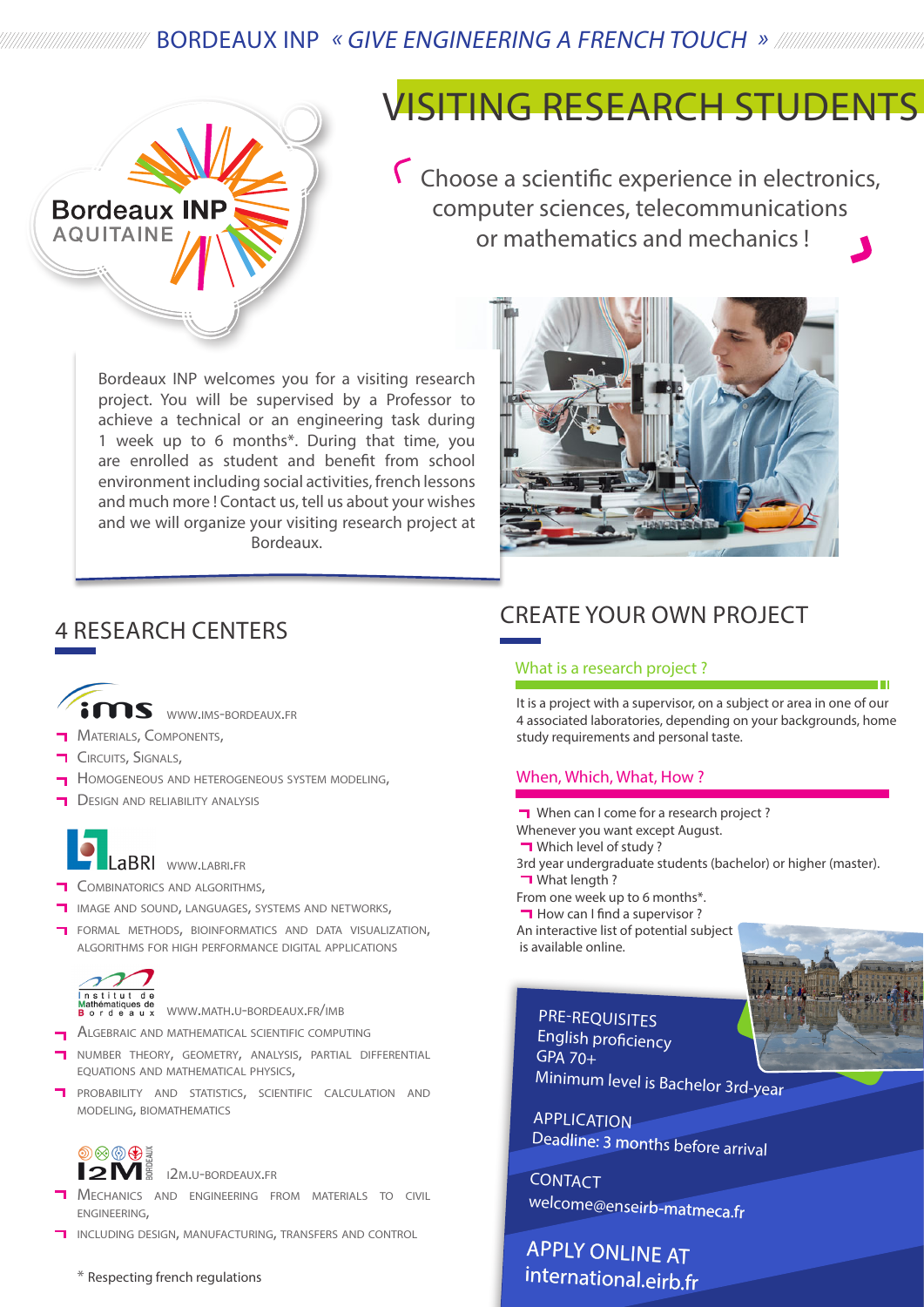BORDEAUX INP « *GIVE ENGINEERING A FRENCH TOUCH* »

Bordeaux INP
AQUITAINE

# VISITING RESEARCH STUDENTS

Choose a scientific experience in electronics, computer sciences, telecommunications or mathematics and mechanics !

Bordeaux INP welcomes you for a visiting research project. You will be supervised by a Professor to achieve a technical or an engineering task during 1 week up to 6 months*. During that time, you are enrolled as student and benefit from school environment including social activities, french lessons and much more ! Contact us, tell us about your wishes and we will organize your visiting research project at Bordeaux.

## 4 RESEARCH CENTERS

**ims** WWW.IMS-BORDEAUX.FR

- MATERIALS, COMPONENTS,
- CIRCUITS, SIGNALS,
- HOMOGENEOUS AND HETEROGENEOUS SYSTEM MODELING,
- DESIGN AND RELIABILITY ANALYSIS

**LaBRI** WWW.LABRI.FR

- COMBINATORICS AND ALGORITHMS,
- IMAGE AND SOUND, LANGUAGES, SYSTEMS AND NETWORKS,
- FORMAL METHODS, BIOINFORMATICS AND DATA VISUALIZATION, ALGORITHMS FOR HIGH PERFORMANCE DIGITAL APPLICATIONS

**Institut de Mathématiques de Bordeaux** WWW.MATH.U-BORDEAUX.FR/IMB

- ALGEBRAIC AND MATHEMATICAL SCIENTIFIC COMPUTING
- NUMBER THEORY, GEOMETRY, ANALYSIS, PARTIAL DIFFERENTIAL EQUATIONS AND MATHEMATICAL PHYSICS,
- PROBABILITY AND STATISTICS, SCIENTIFIC CALCULATION AND MODELING, BIOMATHEMATICS

**I2M BORDEAUX** I2M.U-BORDEAUX.FR

- MECHANICS AND ENGINEERING FROM MATERIALS TO CIVIL ENGINEERING,
- INCLUDING DESIGN, MANUFACTURING, TRANSFERS AND CONTROL

\* Respecting french regulations

## CREATE YOUR OWN PROJECT

### What is a research project ?

It is a project with a supervisor, on a subject or area in one of our 4 associated laboratories, depending on your backgrounds, home study requirements and personal taste.

### When, Which, What, How ?

- When can I come for a research project ?

Whenever you want except August.

- Which level of study ?

3rd year undergraduate students (bachelor) or higher (master).

- What length ?

From one week up to 6 months*.

- How can I find a supervisor ?

An interactive list of potential subject is available online.

**PRE-REQUISITES**
English proficiency
GPA 70+
Minimum level is Bachelor 3rd-year

**APPLICATION**
Deadline: 3 months before arrival

**CONTACT**
welcome@enseirb-matmeca.fr

**APPLY ONLINE AT**
international.eirb.fr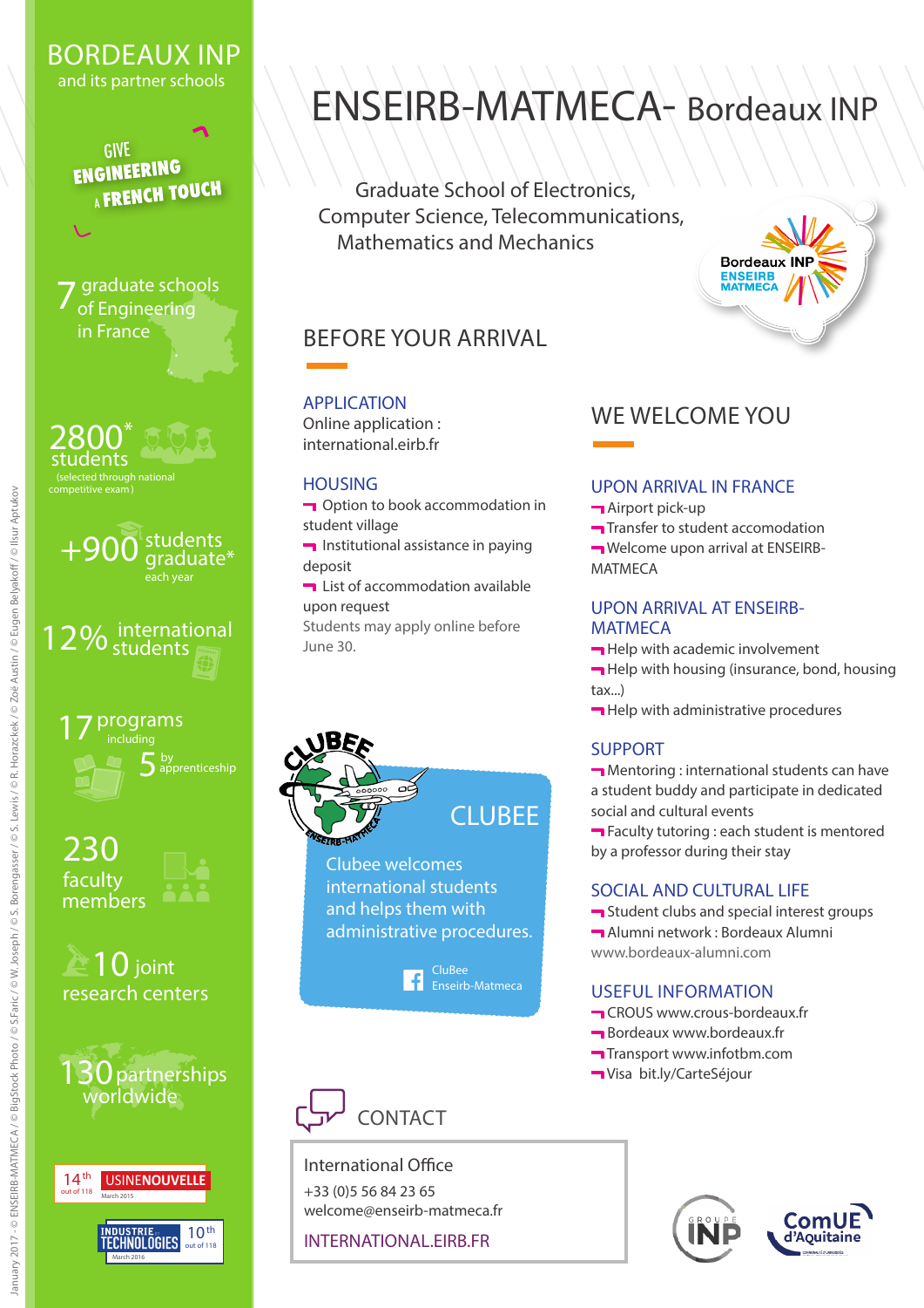# BORDEAUX INP

and its partner schools

GIVE ENGINEERING A FRENCH TOUCH

7 graduate schools of Engineering in France

2800* students (selected through national competitive exam)

+900 students graduate* each year

12% international students

17 programs including 5 by apprenticeship

230 faculty members

10 joint research centers

130 partnerships worldwide

14th out of 118 USINENOUVELLE March 2015

INDUSTRIE TECHNOLOGIES 10th out of 118 March 2016

January 2017 - © ENSEIRB-MATMECA / © BigStock Photo / © S.Faric / © W. Joseph / © S. Borengasser / © S. Lewis / © R. Horazckek / © Zoé Austin / © Eugen Belyakoff / © Ilsur Aptukov

# ENSEIRB-MATMECA- Bordeaux INP

Graduate School of Electronics, Computer Science, Telecommunications, Mathematics and Mechanics

## BEFORE YOUR ARRIVAL

### APPLICATION

Online application : international.eirb.fr

### HOUSING

- Option to book accommodation in student village
- Institutional assistance in paying deposit
- List of accommodation available upon request

Students may apply online before June 30.

### CLUBEE

Clubee welcomes international students and helps them with administrative procedures.

CluBee Enseirb-Matmeca

## WE WELCOME YOU

### UPON ARRIVAL IN FRANCE

- Airport pick-up
- Transfer to student accomodation
- Welcome upon arrival at ENSEIRB-MATMECA

### UPON ARRIVAL AT ENSEIRB-MATMECA

- Help with academic involvement
- Help with housing (insurance, bond, housing tax...)
- Help with administrative procedures

### SUPPORT

- Mentoring : international students can have a student buddy and participate in dedicated social and cultural events
- Faculty tutoring : each student is mentored by a professor during their stay

### SOCIAL AND CULTURAL LIFE

- Student clubs and special interest groups
- Alumni network : Bordeaux Alumni

www.bordeaux-alumni.com

### USEFUL INFORMATION

- CROUS www.crous-bordeaux.fr
- Bordeaux www.bordeaux.fr
- Transport www.infotbm.com
- Visa bit.ly/CarteSéjour

## CONTACT

International Office

+33 (0)5 56 84 23 65

welcome@enseirb-matmeca.fr

INTERNATIONAL.EIRB.FR